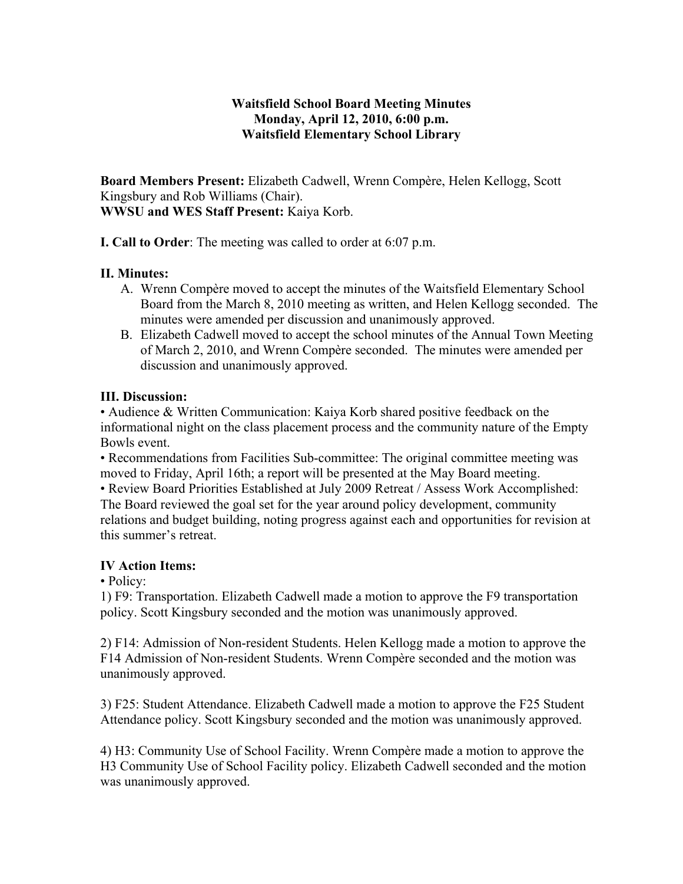**Waitsfield School Board Meeting Minutes**
**Monday, April 12, 2010, 6:00 p.m.**
**Waitsfield Elementary School Library**

**Board Members Present:** Elizabeth Cadwell, Wrenn Compère, Helen Kellogg, Scott Kingsbury and Rob Williams (Chair).
**WWSU and WES Staff Present:** Kaiya Korb.

**I. Call to Order**: The meeting was called to order at 6:07 p.m.

**II. Minutes:**

A. Wrenn Compère moved to accept the minutes of the Waitsfield Elementary School Board from the March 8, 2010 meeting as written, and Helen Kellogg seconded. The minutes were amended per discussion and unanimously approved.
B. Elizabeth Cadwell moved to accept the school minutes of the Annual Town Meeting of March 2, 2010, and Wrenn Compère seconded. The minutes were amended per discussion and unanimously approved.

**III. Discussion:**

• Audience & Written Communication: Kaiya Korb shared positive feedback on the informational night on the class placement process and the community nature of the Empty Bowls event.
• Recommendations from Facilities Sub-committee: The original committee meeting was moved to Friday, April 16th; a report will be presented at the May Board meeting.
• Review Board Priorities Established at July 2009 Retreat / Assess Work Accomplished: The Board reviewed the goal set for the year around policy development, community relations and budget building, noting progress against each and opportunities for revision at this summer's retreat.

**IV Action Items:**

• Policy:

1) F9: Transportation. Elizabeth Cadwell made a motion to approve the F9 transportation policy. Scott Kingsbury seconded and the motion was unanimously approved.

2) F14: Admission of Non-resident Students. Helen Kellogg made a motion to approve the F14 Admission of Non-resident Students. Wrenn Compère seconded and the motion was unanimously approved.

3) F25: Student Attendance. Elizabeth Cadwell made a motion to approve the F25 Student Attendance policy. Scott Kingsbury seconded and the motion was unanimously approved.

4) H3: Community Use of School Facility. Wrenn Compère made a motion to approve the H3 Community Use of School Facility policy. Elizabeth Cadwell seconded and the motion was unanimously approved.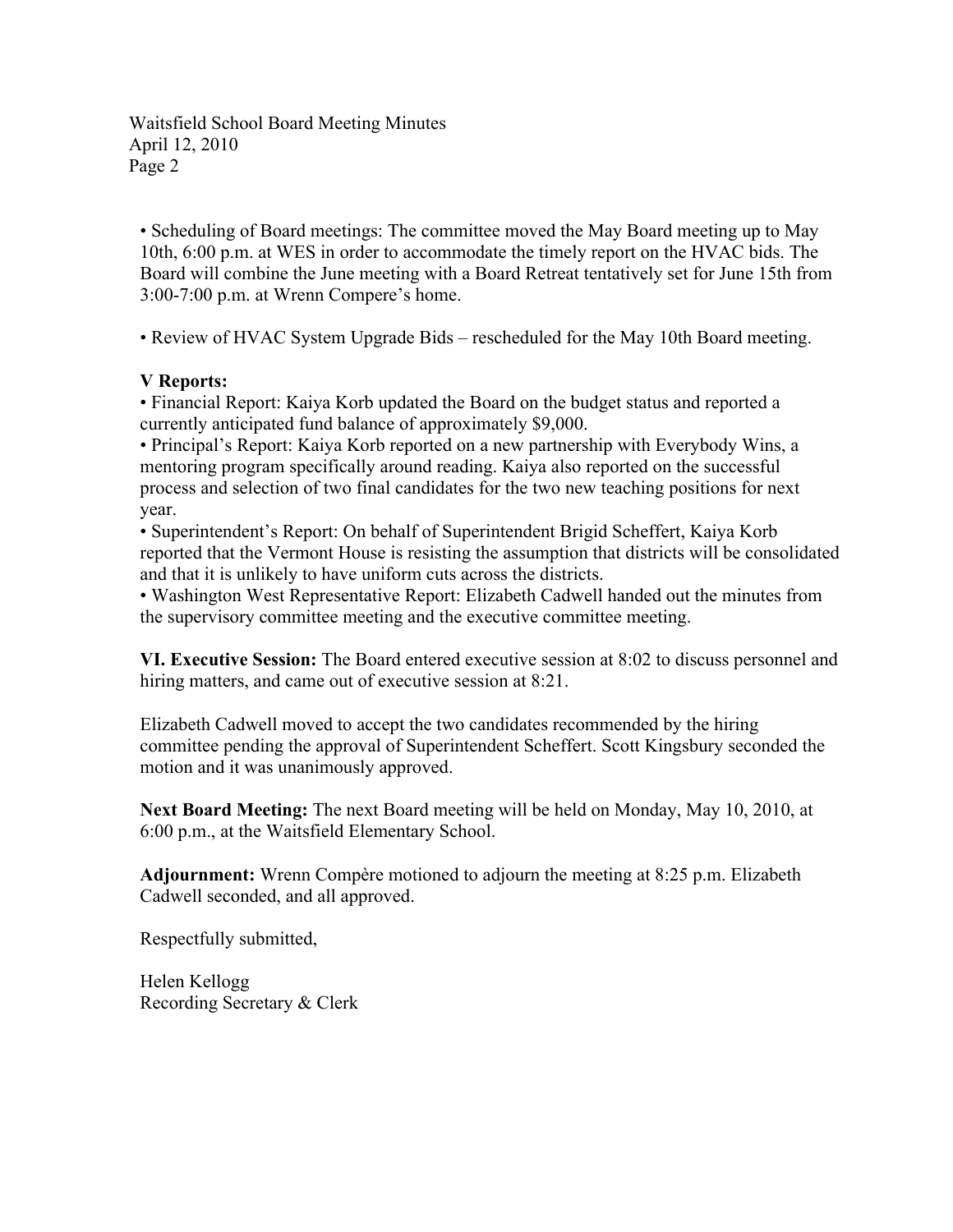• Scheduling of Board meetings: The committee moved the May Board meeting up to May 10th, 6:00 p.m. at WES in order to accommodate the timely report on the HVAC bids. The Board will combine the June meeting with a Board Retreat tentatively set for June 15th from 3:00-7:00 p.m. at Wrenn Compere's home.

• Review of HVAC System Upgrade Bids – rescheduled for the May 10th Board meeting.

**V Reports:**

• Financial Report: Kaiya Korb updated the Board on the budget status and reported a currently anticipated fund balance of approximately $9,000.

• Principal's Report: Kaiya Korb reported on a new partnership with Everybody Wins, a mentoring program specifically around reading. Kaiya also reported on the successful process and selection of two final candidates for the two new teaching positions for next year.

• Superintendent's Report: On behalf of Superintendent Brigid Scheffert, Kaiya Korb reported that the Vermont House is resisting the assumption that districts will be consolidated and that it is unlikely to have uniform cuts across the districts.

• Washington West Representative Report: Elizabeth Cadwell handed out the minutes from the supervisory committee meeting and the executive committee meeting.

**VI. Executive Session:** The Board entered executive session at 8:02 to discuss personnel and hiring matters, and came out of executive session at 8:21.

Elizabeth Cadwell moved to accept the two candidates recommended by the hiring committee pending the approval of Superintendent Scheffert. Scott Kingsbury seconded the motion and it was unanimously approved.

**Next Board Meeting:** The next Board meeting will be held on Monday, May 10, 2010, at 6:00 p.m., at the Waitsfield Elementary School.

**Adjournment:** Wrenn Compère motioned to adjourn the meeting at 8:25 p.m. Elizabeth Cadwell seconded, and all approved.

Respectfully submitted,

Helen Kellogg
Recording Secretary & Clerk